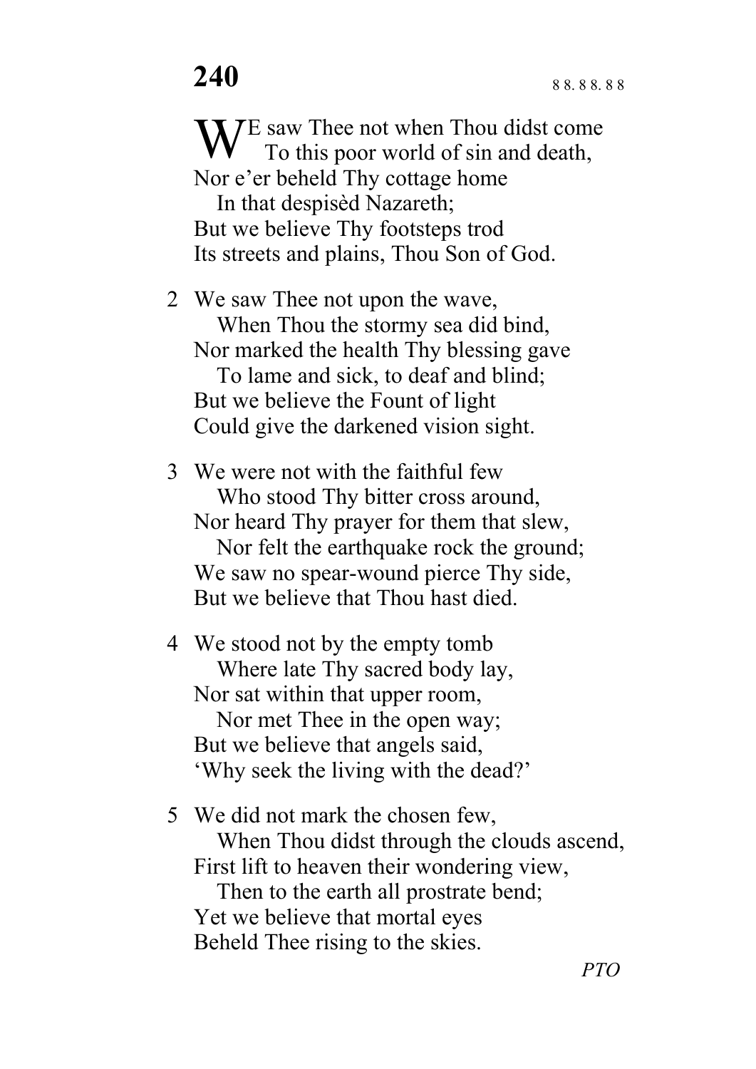# 240

8 8. 8 8. 8 8

WE saw Thee not when Thou didst come
   To this poor world of sin and death,
Nor e'er beheld Thy cottage home
   In that despisèd Nazareth;
But we believe Thy footsteps trod
Its streets and plains, Thou Son of God.

2 We saw Thee not upon the wave,
   When Thou the stormy sea did bind,
Nor marked the health Thy blessing gave
   To lame and sick, to deaf and blind;
But we believe the Fount of light
Could give the darkened vision sight.

3 We were not with the faithful few
   Who stood Thy bitter cross around,
Nor heard Thy prayer for them that slew,
   Nor felt the earthquake rock the ground;
We saw no spear-wound pierce Thy side,
But we believe that Thou hast died.

4 We stood not by the empty tomb
   Where late Thy sacred body lay,
Nor sat within that upper room,
   Nor met Thee in the open way;
But we believe that angels said,
'Why seek the living with the dead?'

5 We did not mark the chosen few,
   When Thou didst through the clouds ascend,
First lift to heaven their wondering view,
   Then to the earth all prostrate bend;
Yet we believe that mortal eyes
Beheld Thee rising to the skies.

*PTO*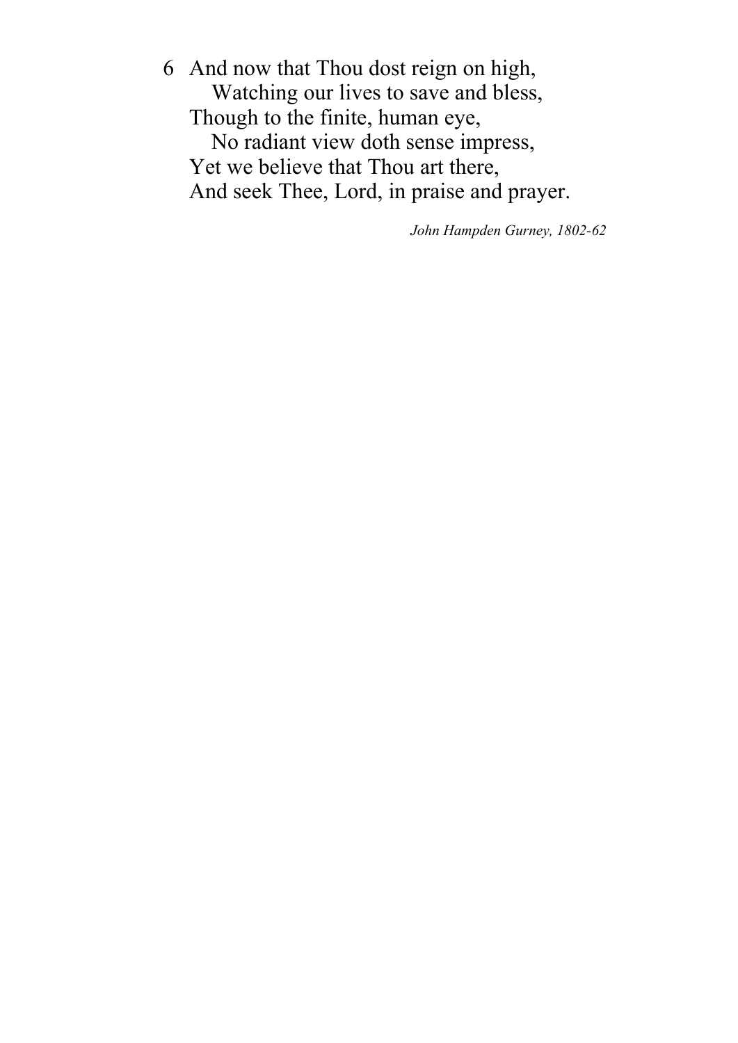6 And now that Thou dost reign on high,
  Watching our lives to save and bless,
Though to the finite, human eye,
  No radiant view doth sense impress,
Yet we believe that Thou art there,
And seek Thee, Lord, in praise and prayer.

*John Hampden Gurney, 1802-62*